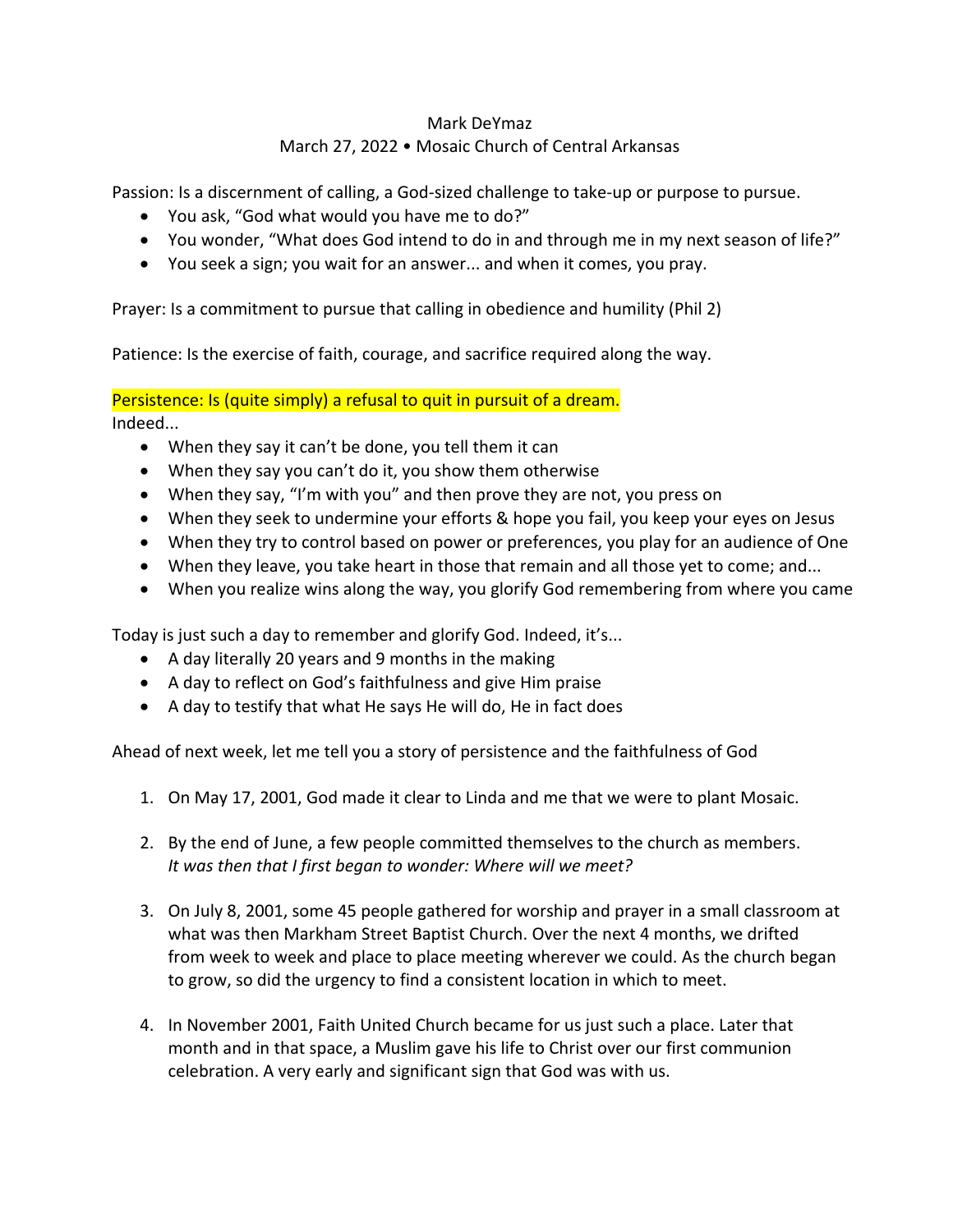Mark DeYmaz
March 27, 2022 • Mosaic Church of Central Arkansas

Passion: Is a discernment of calling, a God-sized challenge to take-up or purpose to pursue.

- You ask, "God what would you have me to do?"
- You wonder, "What does God intend to do in and through me in my next season of life?"
- You seek a sign; you wait for an answer... and when it comes, you pray.

Prayer: Is a commitment to pursue that calling in obedience and humility (Phil 2)

Patience: Is the exercise of faith, courage, and sacrifice required along the way.

Persistence: Is (quite simply) a refusal to quit in pursuit of a dream.
Indeed...

- When they say it can't be done, you tell them it can
- When they say you can't do it, you show them otherwise
- When they say, "I'm with you" and then prove they are not, you press on
- When they seek to undermine your efforts & hope you fail, you keep your eyes on Jesus
- When they try to control based on power or preferences, you play for an audience of One
- When they leave, you take heart in those that remain and all those yet to come; and...
- When you realize wins along the way, you glorify God remembering from where you came

Today is just such a day to remember and glorify God. Indeed, it's...

- A day literally 20 years and 9 months in the making
- A day to reflect on God's faithfulness and give Him praise
- A day to testify that what He says He will do, He in fact does

Ahead of next week, let me tell you a story of persistence and the faithfulness of God

1. On May 17, 2001, God made it clear to Linda and me that we were to plant Mosaic.

2. By the end of June, a few people committed themselves to the church as members.
   *It was then that I first began to wonder: Where will we meet?*

3. On July 8, 2001, some 45 people gathered for worship and prayer in a small classroom at what was then Markham Street Baptist Church. Over the next 4 months, we drifted from week to week and place to place meeting wherever we could. As the church began to grow, so did the urgency to find a consistent location in which to meet.

4. In November 2001, Faith United Church became for us just such a place. Later that month and in that space, a Muslim gave his life to Christ over our first communion celebration. A very early and significant sign that God was with us.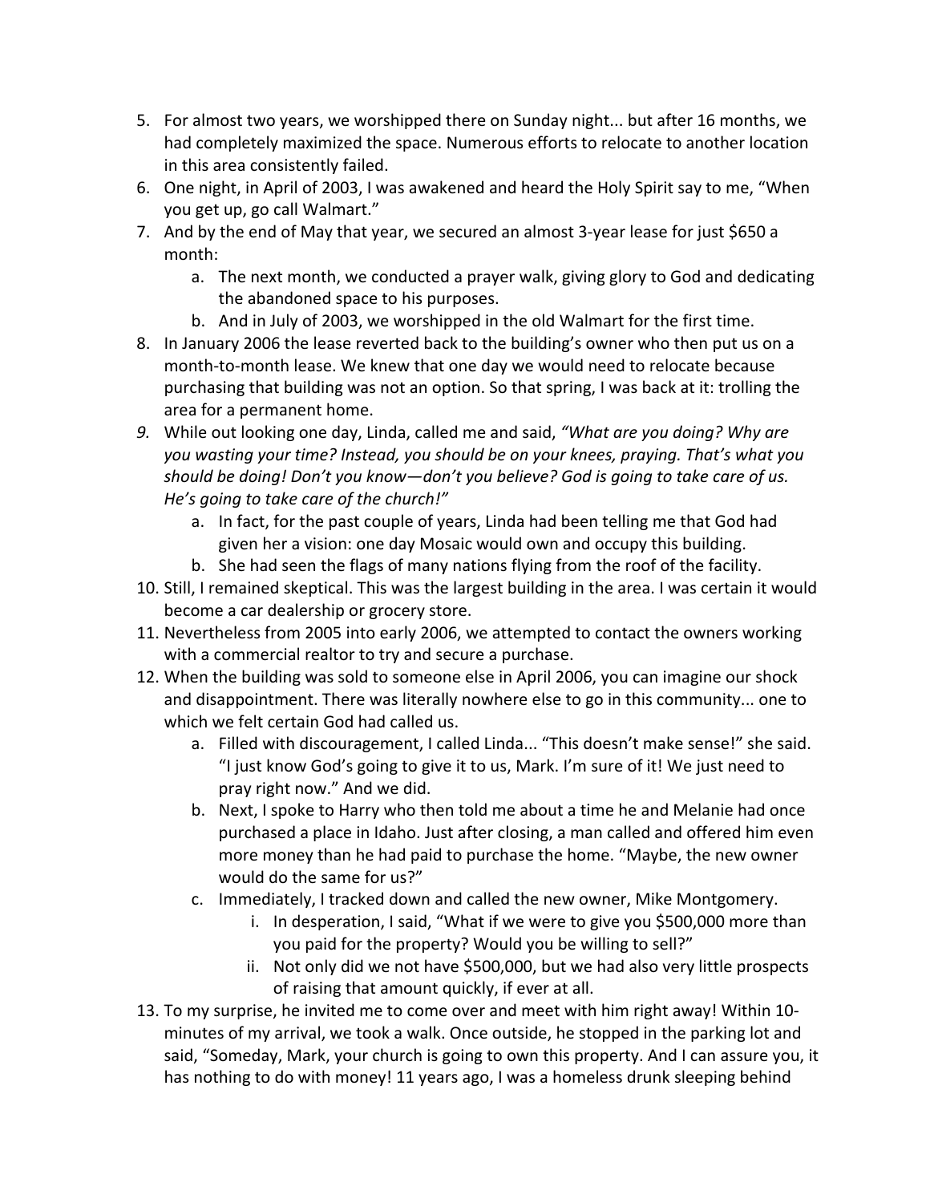5. For almost two years, we worshipped there on Sunday night... but after 16 months, we had completely maximized the space. Numerous efforts to relocate to another location in this area consistently failed.
6. One night, in April of 2003, I was awakened and heard the Holy Spirit say to me, "When you get up, go call Walmart."
7. And by the end of May that year, we secured an almost 3-year lease for just $650 a month:
    a. The next month, we conducted a prayer walk, giving glory to God and dedicating the abandoned space to his purposes.
    b. And in July of 2003, we worshipped in the old Walmart for the first time.
8. In January 2006 the lease reverted back to the building's owner who then put us on a month-to-month lease. We knew that one day we would need to relocate because purchasing that building was not an option. So that spring, I was back at it: trolling the area for a permanent home.
9. While out looking one day, Linda, called me and said, *"What are you doing? Why are you wasting your time? Instead, you should be on your knees, praying. That's what you should be doing! Don't you know—don't you believe? God is going to take care of us. He's going to take care of the church!"*
    a. In fact, for the past couple of years, Linda had been telling me that God had given her a vision: one day Mosaic would own and occupy this building.
    b. She had seen the flags of many nations flying from the roof of the facility.
10. Still, I remained skeptical. This was the largest building in the area. I was certain it would become a car dealership or grocery store.
11. Nevertheless from 2005 into early 2006, we attempted to contact the owners working with a commercial realtor to try and secure a purchase.
12. When the building was sold to someone else in April 2006, you can imagine our shock and disappointment. There was literally nowhere else to go in this community... one to which we felt certain God had called us.
    a. Filled with discouragement, I called Linda... "This doesn't make sense!" she said. "I just know God's going to give it to us, Mark. I'm sure of it! We just need to pray right now." And we did.
    b. Next, I spoke to Harry who then told me about a time he and Melanie had once purchased a place in Idaho. Just after closing, a man called and offered him even more money than he had paid to purchase the home. "Maybe, the new owner would do the same for us?"
    c. Immediately, I tracked down and called the new owner, Mike Montgomery.
        i. In desperation, I said, "What if we were to give you $500,000 more than you paid for the property? Would you be willing to sell?"
        ii. Not only did we not have $500,000, but we had also very little prospects of raising that amount quickly, if ever at all.
13. To my surprise, he invited me to come over and meet with him right away! Within 10-minutes of my arrival, we took a walk. Once outside, he stopped in the parking lot and said, "Someday, Mark, your church is going to own this property. And I can assure you, it has nothing to do with money! 11 years ago, I was a homeless drunk sleeping behind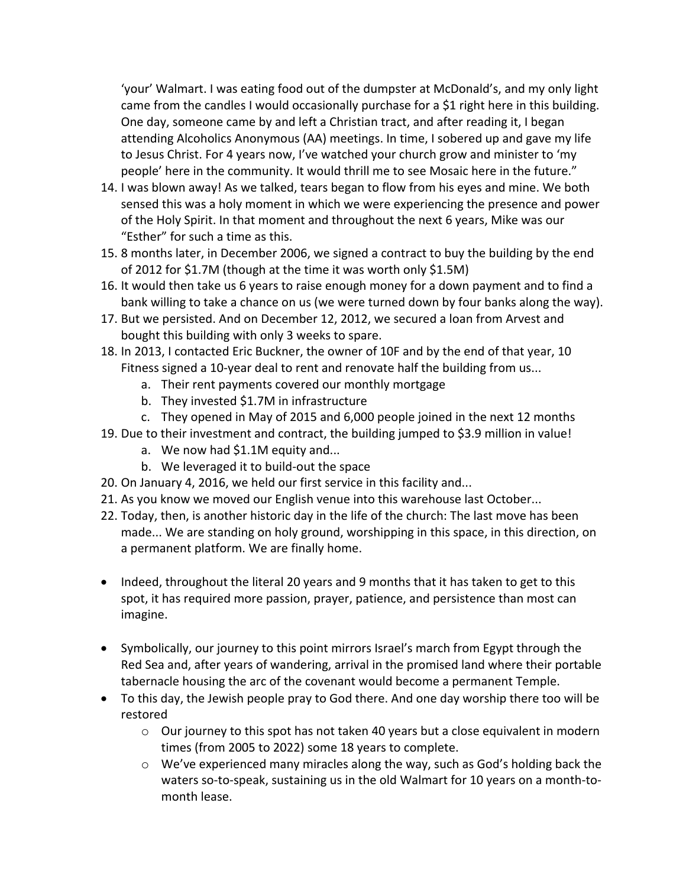'your' Walmart. I was eating food out of the dumpster at McDonald's, and my only light came from the candles I would occasionally purchase for a $1 right here in this building. One day, someone came by and left a Christian tract, and after reading it, I began attending Alcoholics Anonymous (AA) meetings. In time, I sobered up and gave my life to Jesus Christ. For 4 years now, I've watched your church grow and minister to 'my people' here in the community. It would thrill me to see Mosaic here in the future."

14. I was blown away! As we talked, tears began to flow from his eyes and mine. We both sensed this was a holy moment in which we were experiencing the presence and power of the Holy Spirit. In that moment and throughout the next 6 years, Mike was our "Esther" for such a time as this.
15. 8 months later, in December 2006, we signed a contract to buy the building by the end of 2012 for $1.7M (though at the time it was worth only $1.5M)
16. It would then take us 6 years to raise enough money for a down payment and to find a bank willing to take a chance on us (we were turned down by four banks along the way).
17. But we persisted. And on December 12, 2012, we secured a loan from Arvest and bought this building with only 3 weeks to spare.
18. In 2013, I contacted Eric Buckner, the owner of 10F and by the end of that year, 10 Fitness signed a 10-year deal to rent and renovate half the building from us...
    a. Their rent payments covered our monthly mortgage
    b. They invested $1.7M in infrastructure
    c. They opened in May of 2015 and 6,000 people joined in the next 12 months
19. Due to their investment and contract, the building jumped to $3.9 million in value!
    a. We now had $1.1M equity and...
    b. We leveraged it to build-out the space
20. On January 4, 2016, we held our first service in this facility and...
21. As you know we moved our English venue into this warehouse last October...
22. Today, then, is another historic day in the life of the church: The last move has been made... We are standing on holy ground, worshipping in this space, in this direction, on a permanent platform. We are finally home.

- Indeed, throughout the literal 20 years and 9 months that it has taken to get to this spot, it has required more passion, prayer, patience, and persistence than most can imagine.

- Symbolically, our journey to this point mirrors Israel's march from Egypt through the Red Sea and, after years of wandering, arrival in the promised land where their portable tabernacle housing the arc of the covenant would become a permanent Temple.
- To this day, the Jewish people pray to God there. And one day worship there too will be restored
    - Our journey to this spot has not taken 40 years but a close equivalent in modern times (from 2005 to 2022) some 18 years to complete.
    - We've experienced many miracles along the way, such as God's holding back the waters so-to-speak, sustaining us in the old Walmart for 10 years on a month-to-month lease.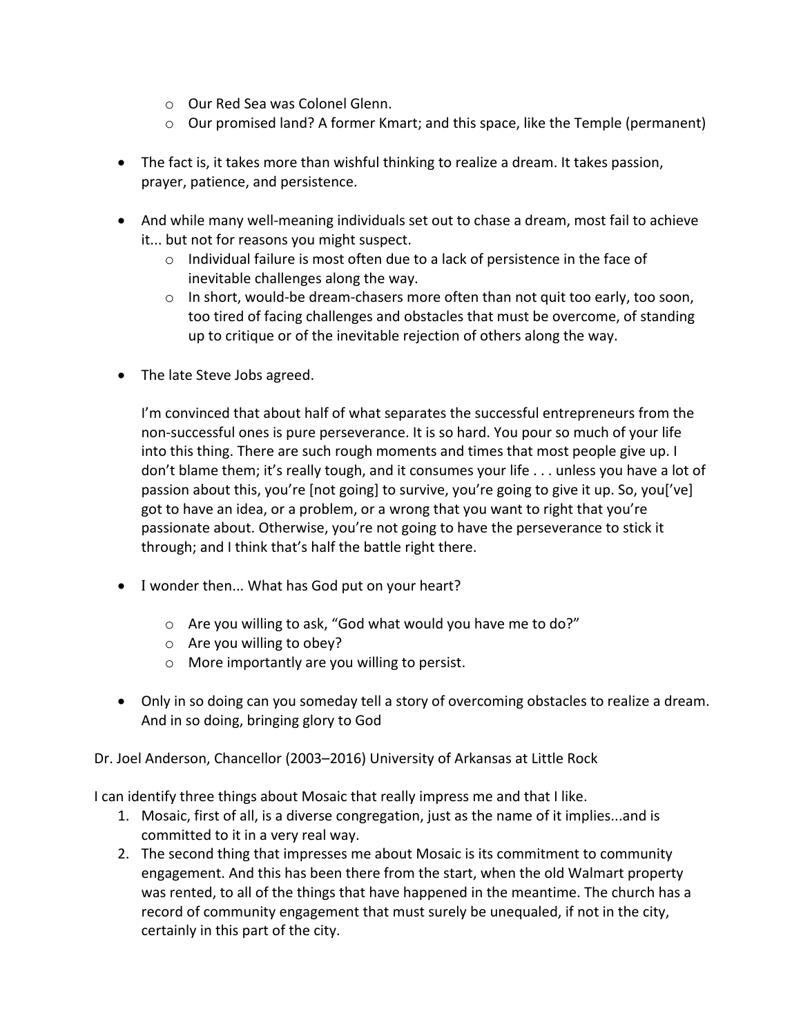- Our Red Sea was Colonel Glenn.
  - Our promised land? A former Kmart; and this space, like the Temple (permanent)

- The fact is, it takes more than wishful thinking to realize a dream. It takes passion, prayer, patience, and persistence.

- And while many well-meaning individuals set out to chase a dream, most fail to achieve it... but not for reasons you might suspect.
  - Individual failure is most often due to a lack of persistence in the face of inevitable challenges along the way.
  - In short, would-be dream-chasers more often than not quit too early, too soon, too tired of facing challenges and obstacles that must be overcome, of standing up to critique or of the inevitable rejection of others along the way.

- The late Steve Jobs agreed.

  I'm convinced that about half of what separates the successful entrepreneurs from the non-successful ones is pure perseverance. It is so hard. You pour so much of your life into this thing. There are such rough moments and times that most people give up. I don't blame them; it's really tough, and it consumes your life . . . unless you have a lot of passion about this, you're [not going] to survive, you're going to give it up. So, you['ve] got to have an idea, or a problem, or a wrong that you want to right that you're passionate about. Otherwise, you're not going to have the perseverance to stick it through; and I think that's half the battle right there.

- I wonder then... What has God put on your heart?

  - Are you willing to ask, "God what would you have me to do?"
  - Are you willing to obey?
  - More importantly are you willing to persist.

- Only in so doing can you someday tell a story of overcoming obstacles to realize a dream. And in so doing, bringing glory to God

Dr. Joel Anderson, Chancellor (2003–2016) University of Arkansas at Little Rock

I can identify three things about Mosaic that really impress me and that I like.

1. Mosaic, first of all, is a diverse congregation, just as the name of it implies...and is committed to it in a very real way.
2. The second thing that impresses me about Mosaic is its commitment to community engagement. And this has been there from the start, when the old Walmart property was rented, to all of the things that have happened in the meantime. The church has a record of community engagement that must surely be unequaled, if not in the city, certainly in this part of the city.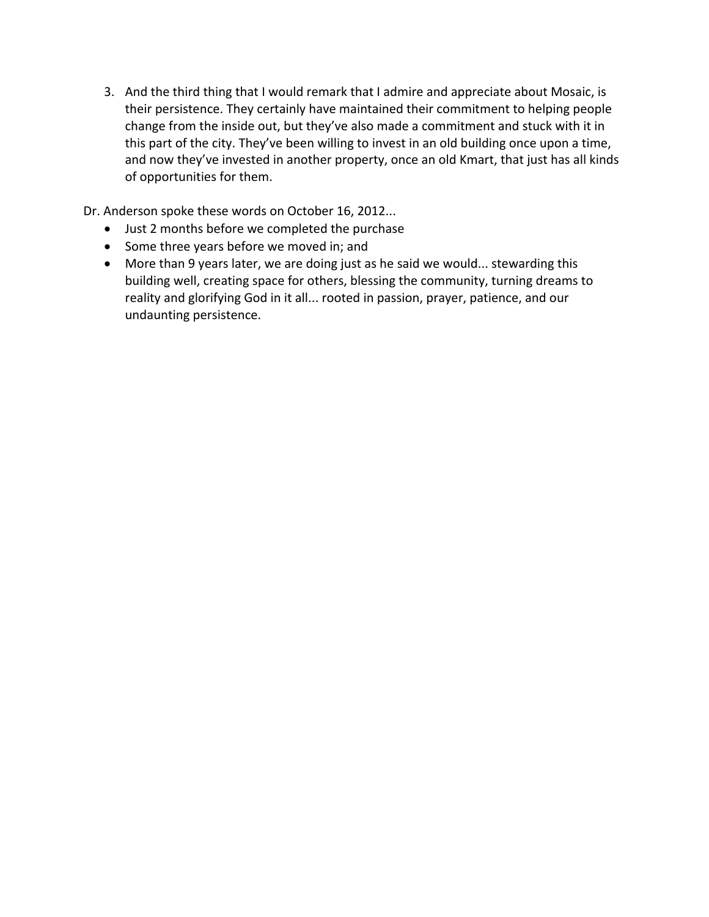3. And the third thing that I would remark that I admire and appreciate about Mosaic, is their persistence. They certainly have maintained their commitment to helping people change from the inside out, but they've also made a commitment and stuck with it in this part of the city. They've been willing to invest in an old building once upon a time, and now they've invested in another property, once an old Kmart, that just has all kinds of opportunities for them.

Dr. Anderson spoke these words on October 16, 2012...

- Just 2 months before we completed the purchase
- Some three years before we moved in; and
- More than 9 years later, we are doing just as he said we would... stewarding this building well, creating space for others, blessing the community, turning dreams to reality and glorifying God in it all... rooted in passion, prayer, patience, and our undaunting persistence.